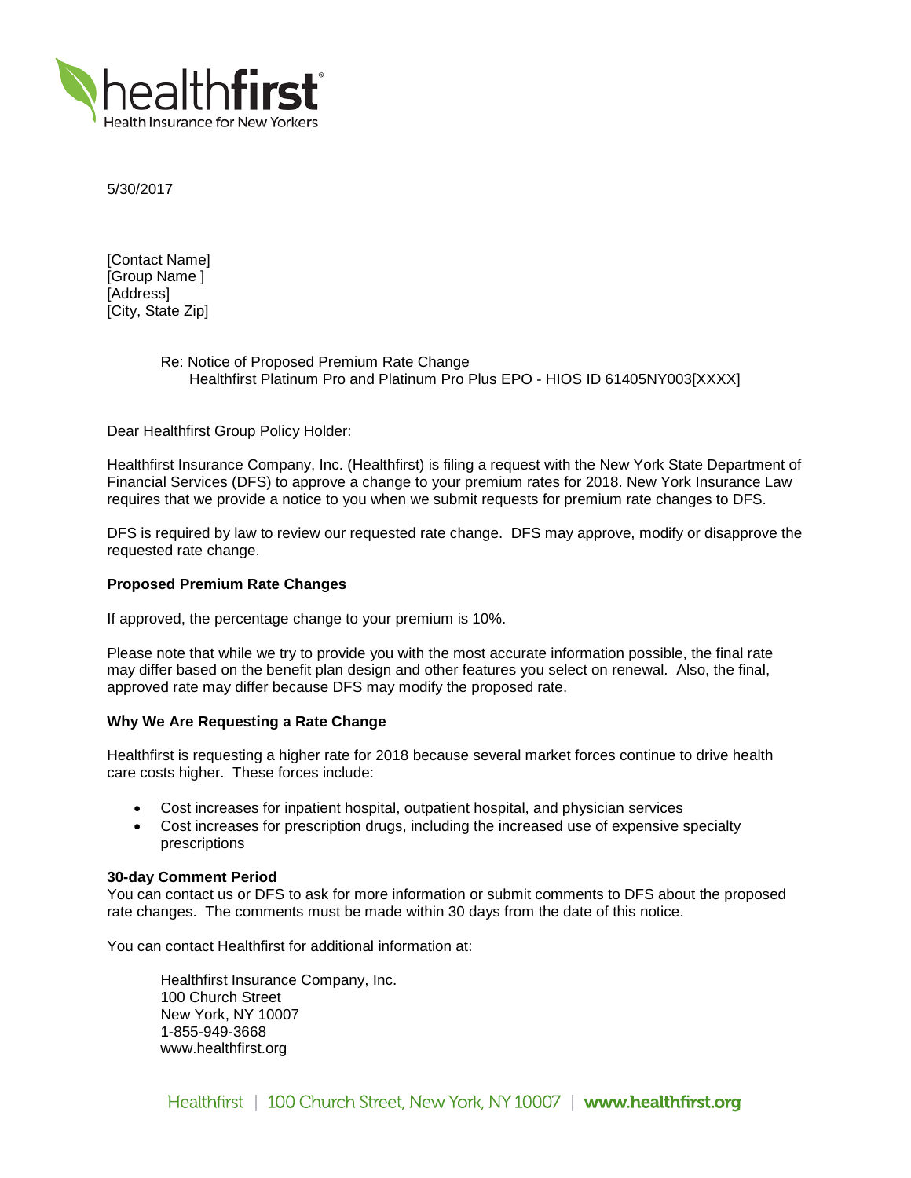5/30/2017

[Contact Name]
[Group Name ]
[Address]
[City, State Zip]

Re: Notice of Proposed Premium Rate Change
Healthfirst Platinum Pro and Platinum Pro Plus EPO - HIOS ID 61405NY003[XXXX]

Dear Healthfirst Group Policy Holder:

Healthfirst Insurance Company, Inc. (Healthfirst) is filing a request with the New York State Department of Financial Services (DFS) to approve a change to your premium rates for 2018. New York Insurance Law requires that we provide a notice to you when we submit requests for premium rate changes to DFS.

DFS is required by law to review our requested rate change. DFS may approve, modify or disapprove the requested rate change.

**Proposed Premium Rate Changes**

If approved, the percentage change to your premium is 10%.

Please note that while we try to provide you with the most accurate information possible, the final rate may differ based on the benefit plan design and other features you select on renewal. Also, the final, approved rate may differ because DFS may modify the proposed rate.

**Why We Are Requesting a Rate Change**

Healthfirst is requesting a higher rate for 2018 because several market forces continue to drive health care costs higher. These forces include:

- Cost increases for inpatient hospital, outpatient hospital, and physician services
- Cost increases for prescription drugs, including the increased use of expensive specialty prescriptions

**30-day Comment Period**

You can contact us or DFS to ask for more information or submit comments to DFS about the proposed rate changes. The comments must be made within 30 days from the date of this notice.

You can contact Healthfirst for additional information at:

Healthfirst Insurance Company, Inc.
100 Church Street
New York, NY 10007
1-855-949-3668
www.healthfirst.org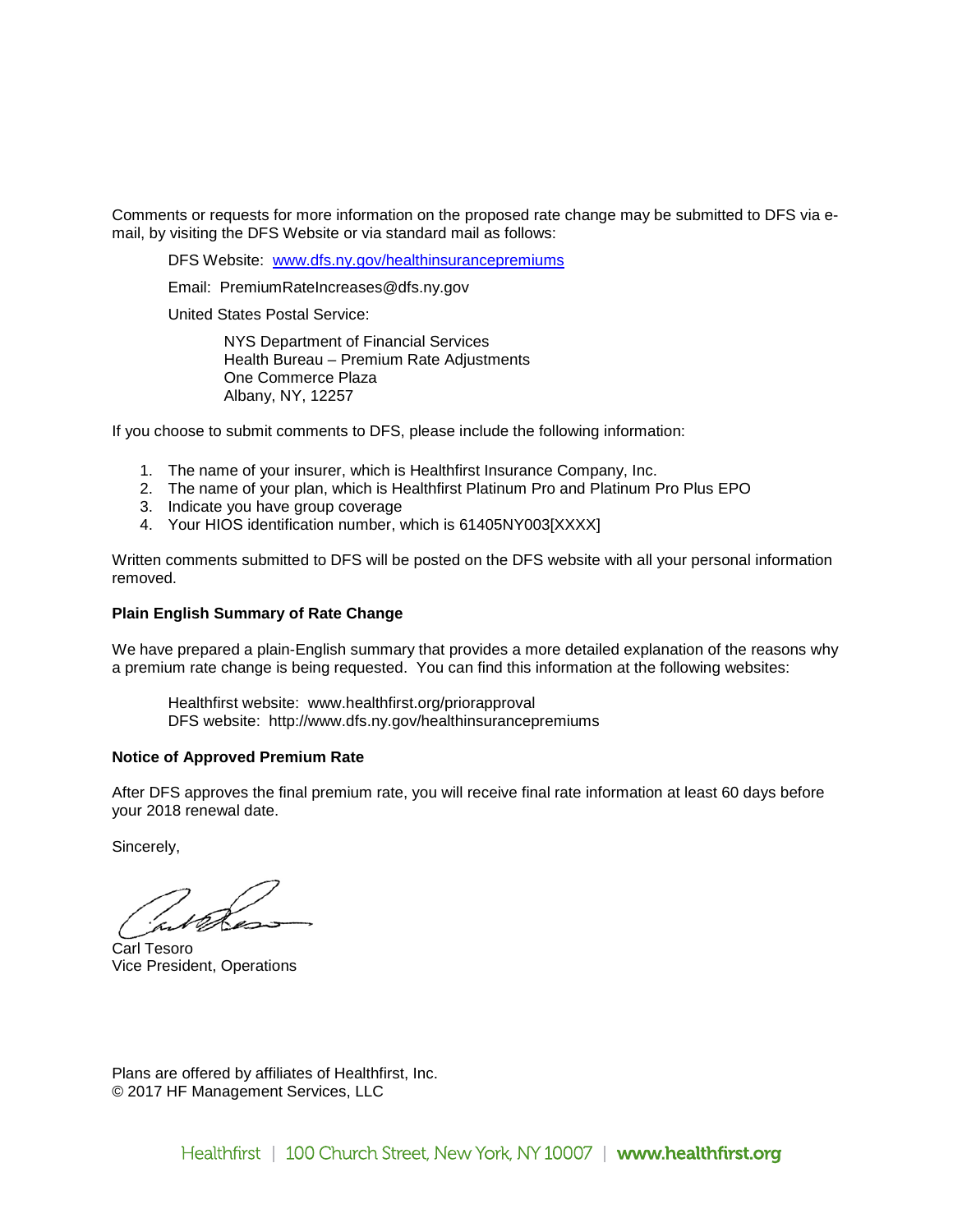Comments or requests for more information on the proposed rate change may be submitted to DFS via e-mail, by visiting the DFS Website or via standard mail as follows:

DFS Website: [www.dfs.ny.gov/healthinsurancepremiums](http://www.dfs.ny.gov/healthinsurancepremiums)

Email: PremiumRateIncreases@dfs.ny.gov

United States Postal Service:

NYS Department of Financial Services
Health Bureau – Premium Rate Adjustments
One Commerce Plaza
Albany, NY, 12257

If you choose to submit comments to DFS, please include the following information:

1. The name of your insurer, which is Healthfirst Insurance Company, Inc.
2. The name of your plan, which is Healthfirst Platinum Pro and Platinum Pro Plus EPO
3. Indicate you have group coverage
4. Your HIOS identification number, which is 61405NY003[XXXX]

Written comments submitted to DFS will be posted on the DFS website with all your personal information removed.

**Plain English Summary of Rate Change**

We have prepared a plain-English summary that provides a more detailed explanation of the reasons why a premium rate change is being requested. You can find this information at the following websites:

Healthfirst website: www.healthfirst.org/priorapproval
DFS website: http://www.dfs.ny.gov/healthinsurancepremiums

**Notice of Approved Premium Rate**

After DFS approves the final premium rate, you will receive final rate information at least 60 days before your 2018 renewal date.

Sincerely,

Carl Tesoro
Vice President, Operations

Plans are offered by affiliates of Healthfirst, Inc.
© 2017 HF Management Services, LLC

Healthfirst | 100 Church Street, New York, NY 10007 | **www.healthfirst.org**